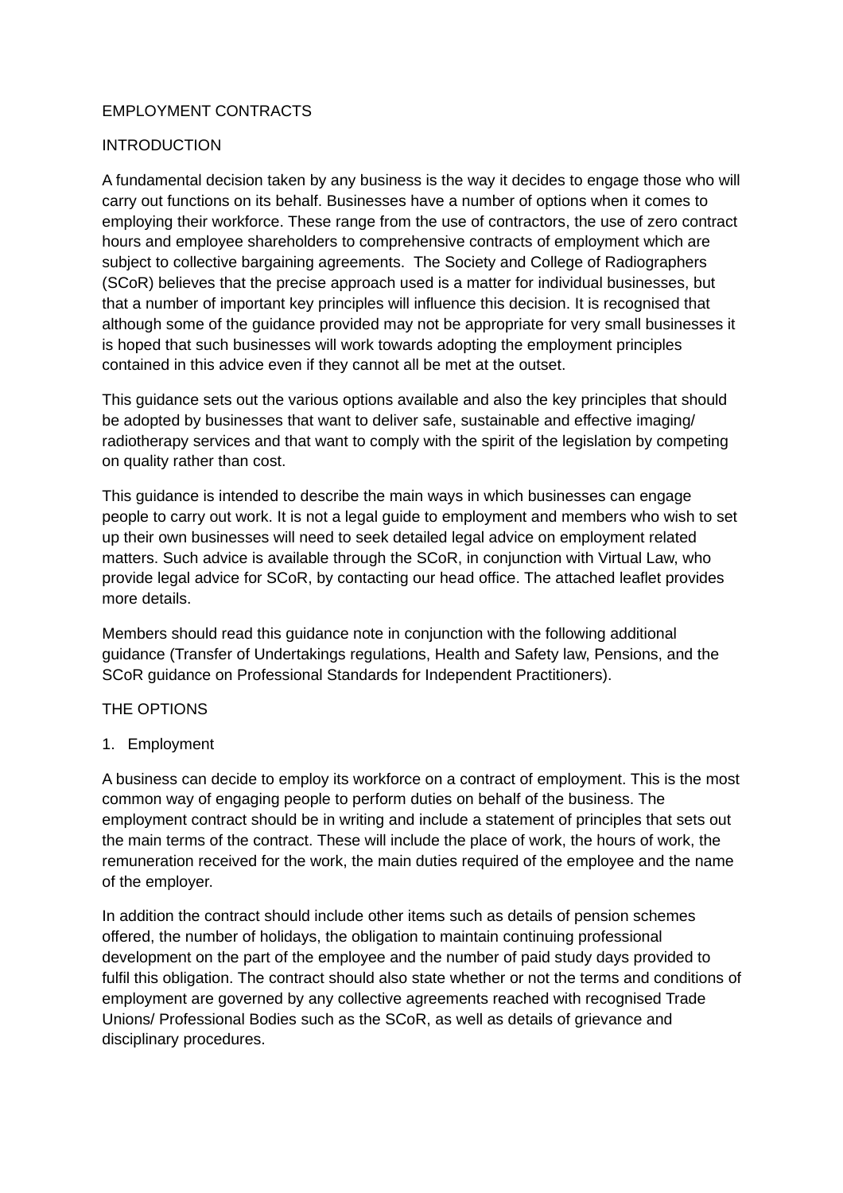# EMPLOYMENT CONTRACTS

## INTRODUCTION

A fundamental decision taken by any business is the way it decides to engage those who will carry out functions on its behalf. Businesses have a number of options when it comes to employing their workforce. These range from the use of contractors, the use of zero contract hours and employee shareholders to comprehensive contracts of employment which are subject to collective bargaining agreements. The Society and College of Radiographers (SCoR) believes that the precise approach used is a matter for individual businesses, but that a number of important key principles will influence this decision. It is recognised that although some of the guidance provided may not be appropriate for very small businesses it is hoped that such businesses will work towards adopting the employment principles contained in this advice even if they cannot all be met at the outset.

This guidance sets out the various options available and also the key principles that should be adopted by businesses that want to deliver safe, sustainable and effective imaging/ radiotherapy services and that want to comply with the spirit of the legislation by competing on quality rather than cost.

This guidance is intended to describe the main ways in which businesses can engage people to carry out work. It is not a legal guide to employment and members who wish to set up their own businesses will need to seek detailed legal advice on employment related matters. Such advice is available through the SCoR, in conjunction with Virtual Law, who provide legal advice for SCoR, by contacting our head office. The attached leaflet provides more details.

Members should read this guidance note in conjunction with the following additional guidance (Transfer of Undertakings regulations, Health and Safety law, Pensions, and the SCoR guidance on Professional Standards for Independent Practitioners).

## THE OPTIONS

1. Employment

A business can decide to employ its workforce on a contract of employment. This is the most common way of engaging people to perform duties on behalf of the business. The employment contract should be in writing and include a statement of principles that sets out the main terms of the contract. These will include the place of work, the hours of work, the remuneration received for the work, the main duties required of the employee and the name of the employer.

In addition the contract should include other items such as details of pension schemes offered, the number of holidays, the obligation to maintain continuing professional development on the part of the employee and the number of paid study days provided to fulfil this obligation. The contract should also state whether or not the terms and conditions of employment are governed by any collective agreements reached with recognised Trade Unions/ Professional Bodies such as the SCoR, as well as details of grievance and disciplinary procedures.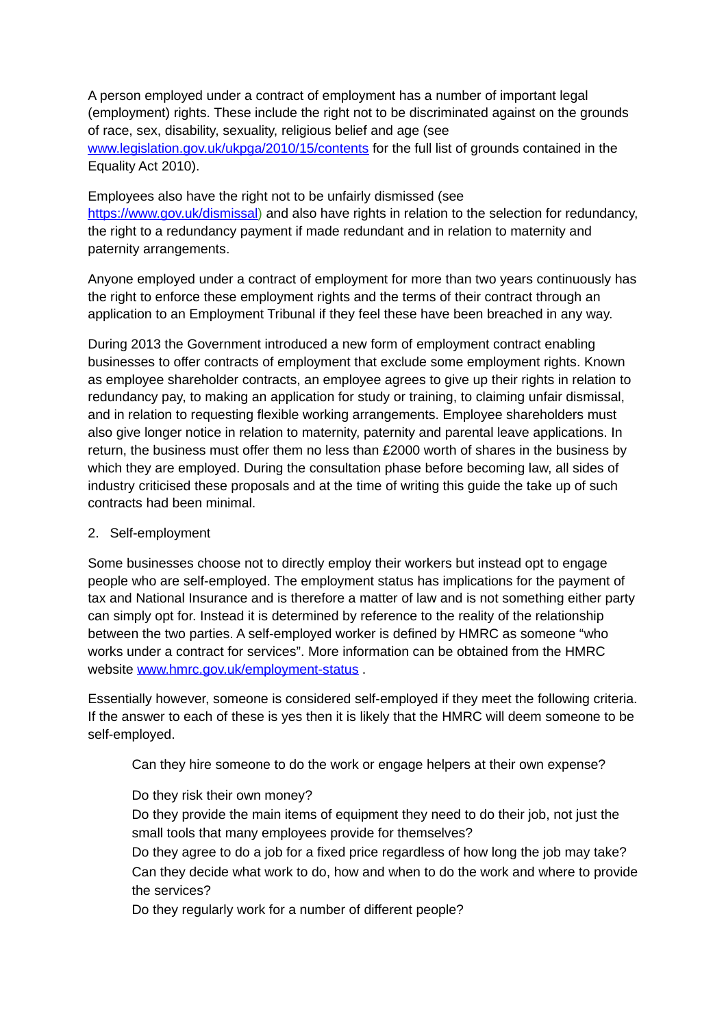A person employed under a contract of employment has a number of important legal (employment) rights. These include the right not to be discriminated against on the grounds of race, sex, disability, sexuality, religious belief and age (see [www.legislation.gov.uk/ukpga/2010/15/contents](http://www.legislation.gov.uk/ukpga/2010/15/contents) for the full list of grounds contained in the Equality Act 2010).

Employees also have the right not to be unfairly dismissed (see [https://www.gov.uk/dismissal](https://www.gov.uk/dismissal)) and also have rights in relation to the selection for redundancy, the right to a redundancy payment if made redundant and in relation to maternity and paternity arrangements.

Anyone employed under a contract of employment for more than two years continuously has the right to enforce these employment rights and the terms of their contract through an application to an Employment Tribunal if they feel these have been breached in any way.

During 2013 the Government introduced a new form of employment contract enabling businesses to offer contracts of employment that exclude some employment rights. Known as employee shareholder contracts, an employee agrees to give up their rights in relation to redundancy pay, to making an application for study or training, to claiming unfair dismissal, and in relation to requesting flexible working arrangements. Employee shareholders must also give longer notice in relation to maternity, paternity and parental leave applications. In return, the business must offer them no less than £2000 worth of shares in the business by which they are employed. During the consultation phase before becoming law, all sides of industry criticised these proposals and at the time of writing this guide the take up of such contracts had been minimal.

2. Self-employment

Some businesses choose not to directly employ their workers but instead opt to engage people who are self-employed. The employment status has implications for the payment of tax and National Insurance and is therefore a matter of law and is not something either party can simply opt for. Instead it is determined by reference to the reality of the relationship between the two parties. A self-employed worker is defined by HMRC as someone "who works under a contract for services". More information can be obtained from the HMRC website [www.hmrc.gov.uk/employment-status](http://www.hmrc.gov.uk/employment-status) .

Essentially however, someone is considered self-employed if they meet the following criteria. If the answer to each of these is yes then it is likely that the HMRC will deem someone to be self-employed.

> Can they hire someone to do the work or engage helpers at their own expense?
>
> Do they risk their own money?
>
> Do they provide the main items of equipment they need to do their job, not just the small tools that many employees provide for themselves?
>
> Do they agree to do a job for a fixed price regardless of how long the job may take?
>
> Can they decide what work to do, how and when to do the work and where to provide the services?
>
> Do they regularly work for a number of different people?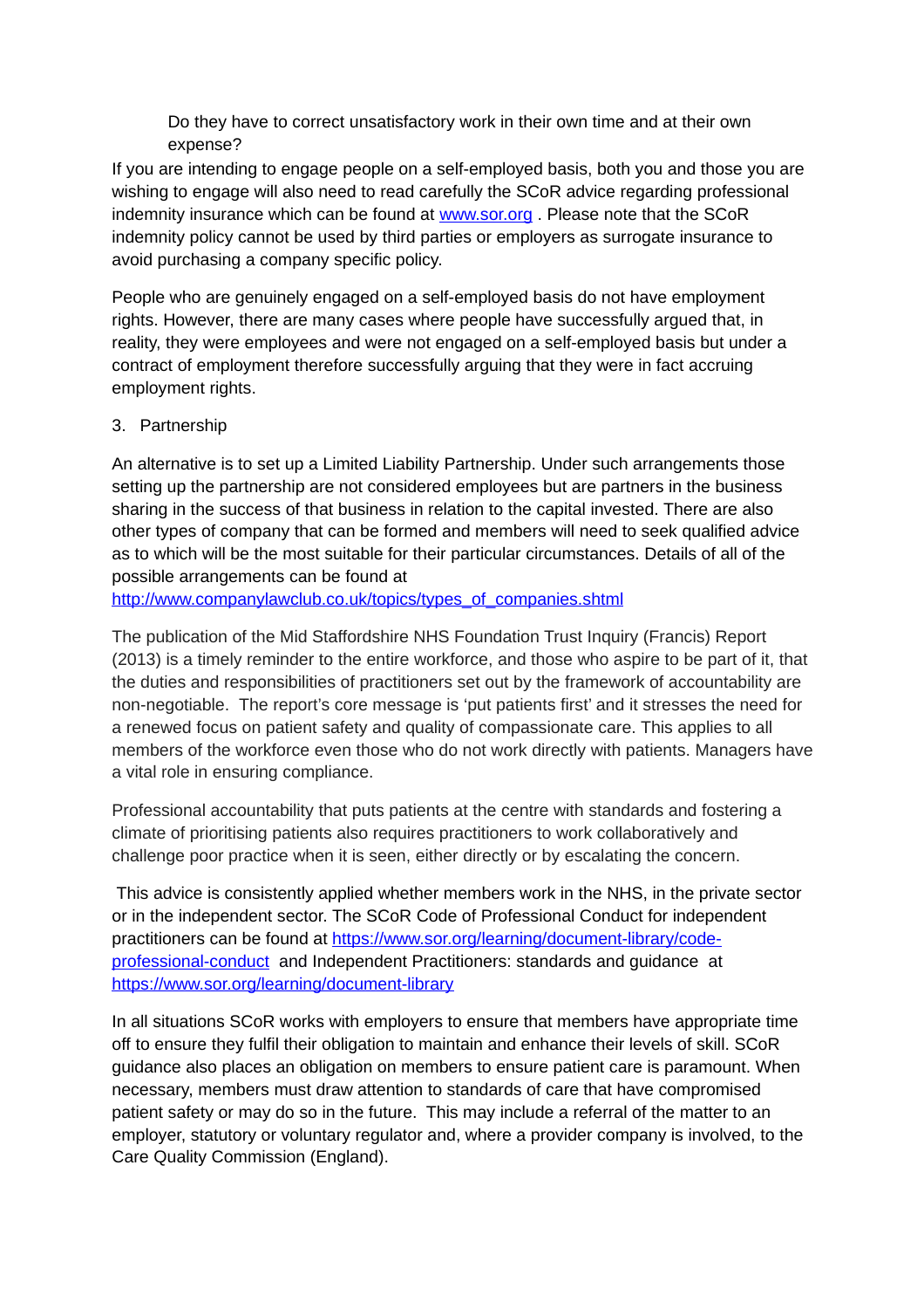Do they have to correct unsatisfactory work in their own time and at their own expense?

If you are intending to engage people on a self-employed basis, both you and those you are wishing to engage will also need to read carefully the SCoR advice regarding professional indemnity insurance which can be found at [www.sor.org](http://www.sor.org) . Please note that the SCoR indemnity policy cannot be used by third parties or employers as surrogate insurance to avoid purchasing a company specific policy.

People who are genuinely engaged on a self-employed basis do not have employment rights. However, there are many cases where people have successfully argued that, in reality, they were employees and were not engaged on a self-employed basis but under a contract of employment therefore successfully arguing that they were in fact accruing employment rights.

3. Partnership

An alternative is to set up a Limited Liability Partnership. Under such arrangements those setting up the partnership are not considered employees but are partners in the business sharing in the success of that business in relation to the capital invested. There are also other types of company that can be formed and members will need to seek qualified advice as to which will be the most suitable for their particular circumstances. Details of all of the possible arrangements can be found at [http://www.companylawclub.co.uk/topics/types_of_companies.shtml](http://www.companylawclub.co.uk/topics/types_of_companies.shtml)

The publication of the Mid Staffordshire NHS Foundation Trust Inquiry (Francis) Report (2013) is a timely reminder to the entire workforce, and those who aspire to be part of it, that the duties and responsibilities of practitioners set out by the framework of accountability are non-negotiable. The report's core message is 'put patients first' and it stresses the need for a renewed focus on patient safety and quality of compassionate care. This applies to all members of the workforce even those who do not work directly with patients. Managers have a vital role in ensuring compliance.

Professional accountability that puts patients at the centre with standards and fostering a climate of prioritising patients also requires practitioners to work collaboratively and challenge poor practice when it is seen, either directly or by escalating the concern.

This advice is consistently applied whether members work in the NHS, in the private sector or in the independent sector. The SCoR Code of Professional Conduct for independent practitioners can be found at [https://www.sor.org/learning/document-library/code-professional-conduct](https://www.sor.org/learning/document-library/code-professional-conduct) and Independent Practitioners: standards and guidance at [https://www.sor.org/learning/document-library](https://www.sor.org/learning/document-library)

In all situations SCoR works with employers to ensure that members have appropriate time off to ensure they fulfil their obligation to maintain and enhance their levels of skill. SCoR guidance also places an obligation on members to ensure patient care is paramount. When necessary, members must draw attention to standards of care that have compromised patient safety or may do so in the future. This may include a referral of the matter to an employer, statutory or voluntary regulator and, where a provider company is involved, to the Care Quality Commission (England).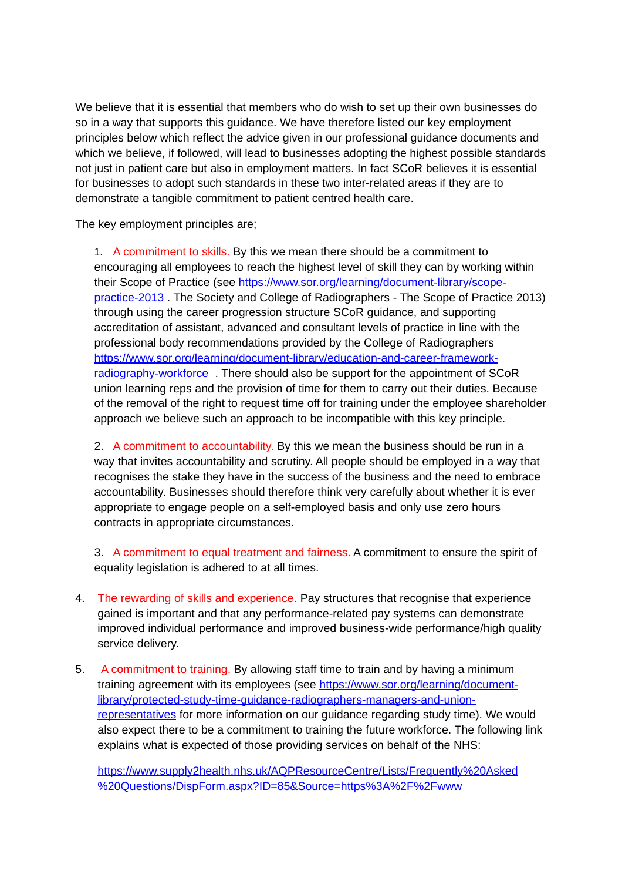We believe that it is essential that members who do wish to set up their own businesses do so in a way that supports this guidance. We have therefore listed our key employment principles below which reflect the advice given in our professional guidance documents and which we believe, if followed, will lead to businesses adopting the highest possible standards not just in patient care but also in employment matters. In fact SCoR believes it is essential for businesses to adopt such standards in these two inter-related areas if they are to demonstrate a tangible commitment to patient centred health care.

The key employment principles are;

1. A commitment to skills. By this we mean there should be a commitment to encouraging all employees to reach the highest level of skill they can by working within their Scope of Practice (see [https://www.sor.org/learning/document-library/scope-practice-2013](https://www.sor.org/learning/document-library/scope-practice-2013) . The Society and College of Radiographers - The Scope of Practice 2013) through using the career progression structure SCoR guidance, and supporting accreditation of assistant, advanced and consultant levels of practice in line with the professional body recommendations provided by the College of Radiographers [https://www.sor.org/learning/document-library/education-and-career-framework-radiography-workforce](https://www.sor.org/learning/document-library/education-and-career-framework-radiography-workforce) . There should also be support for the appointment of SCoR union learning reps and the provision of time for them to carry out their duties. Because of the removal of the right to request time off for training under the employee shareholder approach we believe such an approach to be incompatible with this key principle.

2. A commitment to accountability. By this we mean the business should be run in a way that invites accountability and scrutiny. All people should be employed in a way that recognises the stake they have in the success of the business and the need to embrace accountability. Businesses should therefore think very carefully about whether it is ever appropriate to engage people on a self-employed basis and only use zero hours contracts in appropriate circumstances.

3. A commitment to equal treatment and fairness. A commitment to ensure the spirit of equality legislation is adhered to at all times.

4. The rewarding of skills and experience. Pay structures that recognise that experience gained is important and that any performance-related pay systems can demonstrate improved individual performance and improved business-wide performance/high quality service delivery.

5. A commitment to training. By allowing staff time to train and by having a minimum training agreement with its employees (see [https://www.sor.org/learning/document-library/protected-study-time-guidance-radiographers-managers-and-union-representatives](https://www.sor.org/learning/document-library/protected-study-time-guidance-radiographers-managers-and-union-representatives) for more information on our guidance regarding study time). We would also expect there to be a commitment to training the future workforce. The following link explains what is expected of those providing services on behalf of the NHS:

   [https://www.supply2health.nhs.uk/AQPResourceCentre/Lists/Frequently%20Asked%20Questions/DispForm.aspx?ID=85&Source=https%3A%2F%2Fwww](https://www.supply2health.nhs.uk/AQPResourceCentre/Lists/Frequently%20Asked%20Questions/DispForm.aspx?ID=85&Source=https%3A%2F%2Fwww)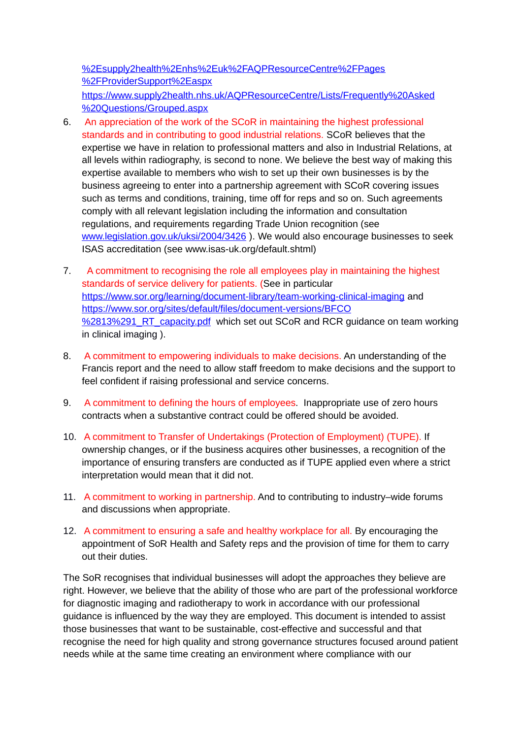%2Esupply2health%2Enhs%2Euk%2FAQPResourceCentre%2FPages%2FProviderSupport%2Easpx
https://www.supply2health.nhs.uk/AQPResourceCentre/Lists/Frequently%20Asked%20Questions/Grouped.aspx

6. An appreciation of the work of the SCoR in maintaining the highest professional standards and in contributing to good industrial relations. SCoR believes that the expertise we have in relation to professional matters and also in Industrial Relations, at all levels within radiography, is second to none. We believe the best way of making this expertise available to members who wish to set up their own businesses is by the business agreeing to enter into a partnership agreement with SCoR covering issues such as terms and conditions, training, time off for reps and so on. Such agreements comply with all relevant legislation including the information and consultation regulations, and requirements regarding Trade Union recognition (see www.legislation.gov.uk/uksi/2004/3426 ). We would also encourage businesses to seek ISAS accreditation (see www.isas-uk.org/default.shtml)

7. A commitment to recognising the role all employees play in maintaining the highest standards of service delivery for patients. (See in particular https://www.sor.org/learning/document-library/team-working-clinical-imaging and https://www.sor.org/sites/default/files/document-versions/BFCO%2813%291_RT_capacity.pdf which set out SCoR and RCR guidance on team working in clinical imaging ).

8. A commitment to empowering individuals to make decisions. An understanding of the Francis report and the need to allow staff freedom to make decisions and the support to feel confident if raising professional and service concerns.

9. A commitment to defining the hours of employees. Inappropriate use of zero hours contracts when a substantive contract could be offered should be avoided.

10. A commitment to Transfer of Undertakings (Protection of Employment) (TUPE). If ownership changes, or if the business acquires other businesses, a recognition of the importance of ensuring transfers are conducted as if TUPE applied even where a strict interpretation would mean that it did not.

11. A commitment to working in partnership. And to contributing to industry–wide forums and discussions when appropriate.

12. A commitment to ensuring a safe and healthy workplace for all. By encouraging the appointment of SoR Health and Safety reps and the provision of time for them to carry out their duties.

The SoR recognises that individual businesses will adopt the approaches they believe are right. However, we believe that the ability of those who are part of the professional workforce for diagnostic imaging and radiotherapy to work in accordance with our professional guidance is influenced by the way they are employed. This document is intended to assist those businesses that want to be sustainable, cost-effective and successful and that recognise the need for high quality and strong governance structures focused around patient needs while at the same time creating an environment where compliance with our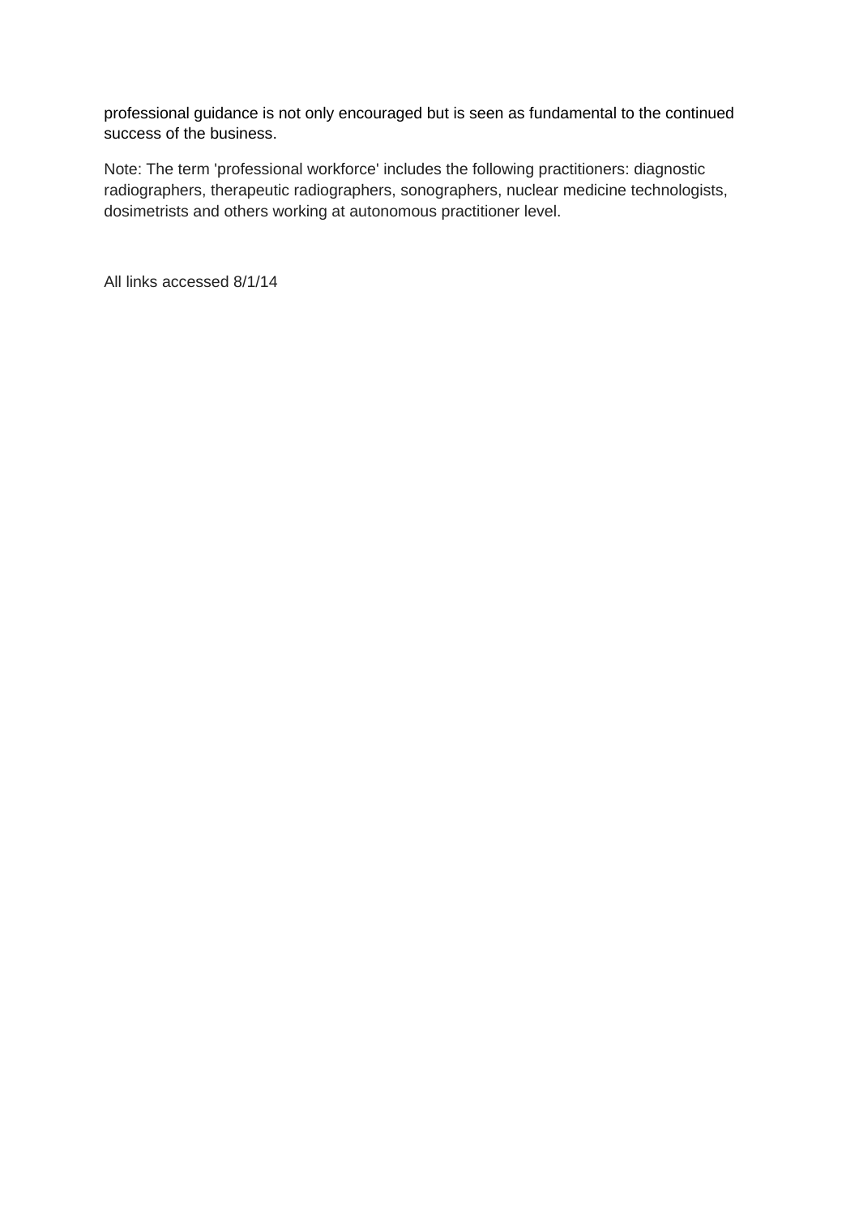professional guidance is not only encouraged but is seen as fundamental to the continued success of the business.

Note: The term 'professional workforce' includes the following practitioners: diagnostic radiographers, therapeutic radiographers, sonographers, nuclear medicine technologists, dosimetrists and others working at autonomous practitioner level.

All links accessed 8/1/14